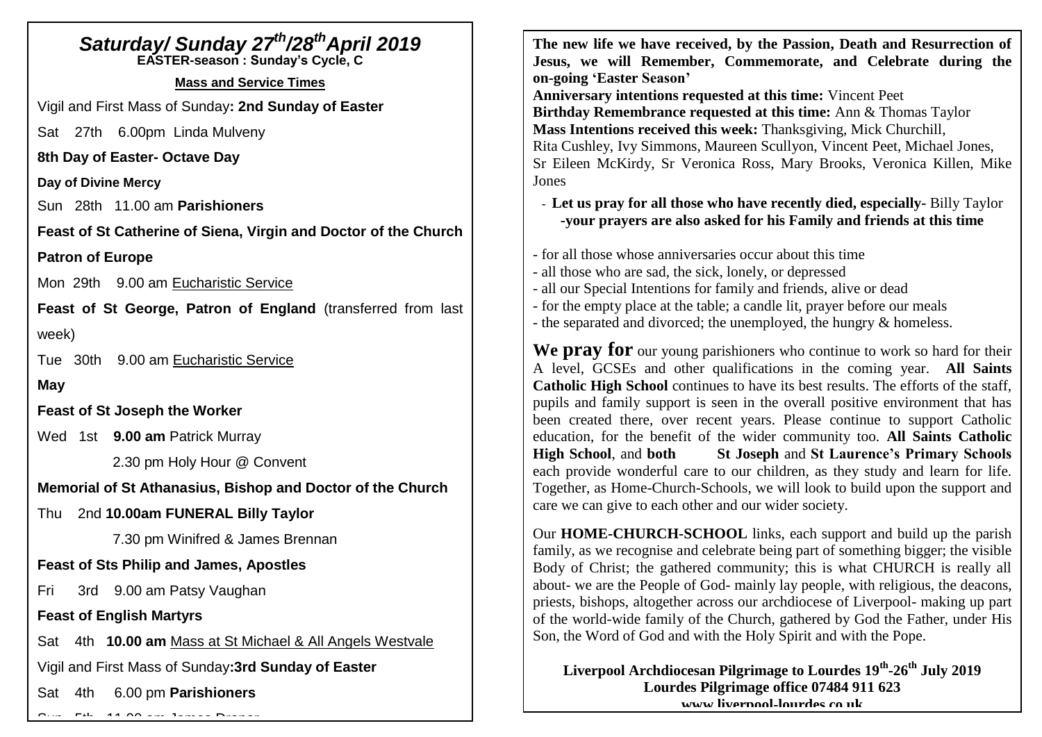# *Saturday/ Sunday 27th/28th April 2019*

**EASTER-season : Sunday's Cycle, C**

**Mass and Service Times**

Vigil and First Mass of Sunday**: 2nd Sunday of Easter**

Sat 27th 6.00pm Linda Mulveny

**8th Day of Easter- Octave Day**

**Day of Divine Mercy**

Sun 28th 11.00 am **Parishioners**

**Feast of St Catherine of Siena, Virgin and Doctor of the Church**

**Patron of Europe**

Mon 29th 9.00 am Eucharistic Service

**Feast of St George, Patron of England** (transferred from last week)

Tue 30th 9.00 am Eucharistic Service

**May**

**Feast of St Joseph the Worker**

Wed 1st **9.00 am** Patrick Murray

2.30 pm Holy Hour @ Convent

**Memorial of St Athanasius, Bishop and Doctor of the Church**

Thu 2nd **10.00am FUNERAL Billy Taylor**

7.30 pm Winifred & James Brennan

**Feast of Sts Philip and James, Apostles**

Fri 3rd 9.00 am Patsy Vaughan

**Feast of English Martyrs**

Sat 4th **10.00 am** Mass at St Michael & All Angels Westvale

Vigil and First Mass of Sunday**:3rd Sunday of Easter**

Sat 4th 6.00 pm **Parishioners**

Sun 5th 11.00 am James Draper

**The new life we have received, by the Passion, Death and Resurrection of Jesus, we will Remember, Commemorate, and Celebrate during the on-going 'Easter Season'**

**Anniversary intentions requested at this time:** Vincent Peet

**Birthday Remembrance requested at this time:** Ann & Thomas Taylor

**Mass Intentions received this week:** Thanksgiving, Mick Churchill, Rita Cushley, Ivy Simmons, Maureen Scullyon, Vincent Peet, Michael Jones, Sr Eileen McKirdy, Sr Veronica Ross, Mary Brooks, Veronica Killen, Mike Jones

- **Let us pray for all those who have recently died, especially-** Billy Taylor **-your prayers are also asked for his Family and friends at this time**

- for all those whose anniversaries occur about this time
- all those who are sad, the sick, lonely, or depressed
- all our Special Intentions for family and friends, alive or dead
- for the empty place at the table; a candle lit, prayer before our meals
- the separated and divorced; the unemployed, the hungry & homeless.

**We pray for** our young parishioners who continue to work so hard for their A level, GCSEs and other qualifications in the coming year. **All Saints Catholic High School** continues to have its best results. The efforts of the staff, pupils and family support is seen in the overall positive environment that has been created there, over recent years. Please continue to support Catholic education, for the benefit of the wider community too. **All Saints Catholic High School**, and **both St Joseph** and **St Laurence's Primary Schools** each provide wonderful care to our children, as they study and learn for life. Together, as Home-Church-Schools, we will look to build upon the support and care we can give to each other and our wider society.

Our **HOME-CHURCH-SCHOOL** links, each support and build up the parish family, as we recognise and celebrate being part of something bigger; the visible Body of Christ; the gathered community; this is what CHURCH is really all about- we are the People of God- mainly lay people, with religious, the deacons, priests, bishops, altogether across our archdiocese of Liverpool- making up part of the world-wide family of the Church, gathered by God the Father, under His Son, the Word of God and with the Holy Spirit and with the Pope.

**Liverpool Archdiocesan Pilgrimage to Lourdes 19th-26th July 2019**
**Lourdes Pilgrimage office 07484 911 623**
**www.liverpool-lourdes.co.uk**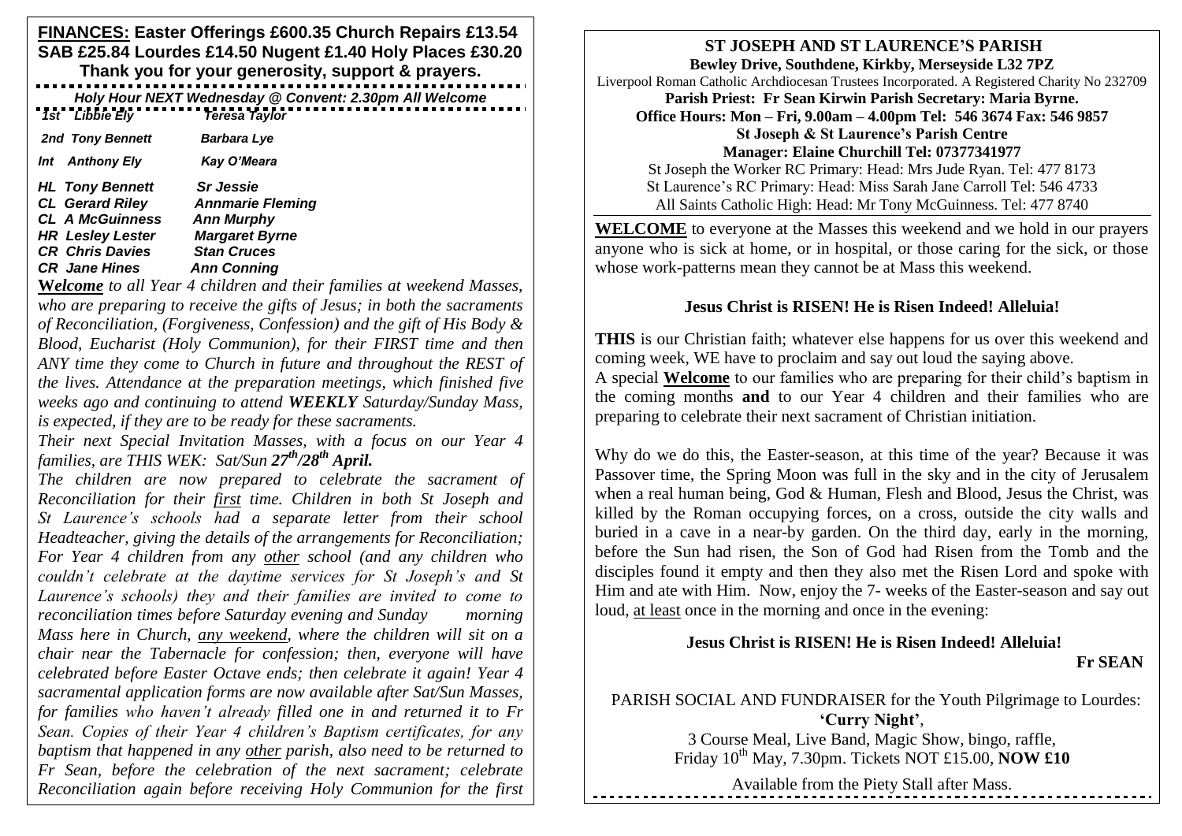**FINANCES: Easter Offerings £600.35 Church Repairs £13.54 SAB £25.84 Lourdes £14.50 Nugent £1.40 Holy Places £30.20**
**Thank you for your generosity, support & prayers.**

*Holy Hour NEXT Wednesday @ Convent: 2.30pm All Welcome*

| | | |
|---|---|---|
| *1st* | *Libbie Ely* | *Teresa Taylor* |
| *2nd* | *Tony Bennett* | *Barbara Lye* |
| *Int* | *Anthony Ely* | *Kay O'Meara* |
| *HL* | *Tony Bennett* | *Sr Jessie* |
| *CL* | *Gerard Riley* | *Annmarie Fleming* |
| *CL* | *A McGuinness* | *Ann Murphy* |
| *HR* | *Lesley Lester* | *Margaret Byrne* |
| *CR* | *Chris Davies* | *Stan Cruces* |
| *CR* | *Jane Hines* | *Ann Conning* |

***Welcome** to all Year 4 children and their families at weekend Masses, who are preparing to receive the gifts of Jesus; in both the sacraments of Reconciliation, (Forgiveness, Confession) and the gift of His Body & Blood, Eucharist (Holy Communion), for their FIRST time and then ANY time they come to Church in future and throughout the REST of the lives. Attendance at the preparation meetings, which finished five weeks ago and continuing to attend **WEEKLY** Saturday/Sunday Mass, is expected, if they are to be ready for these sacraments.*

*Their next Special Invitation Masses, with a focus on our Year 4 families, are THIS WEK: Sat/Sun **27th/28th April.***

*The children are now prepared to celebrate the sacrament of Reconciliation for their first time. Children in both St Joseph and St Laurence's schools had a separate letter from their school Headteacher, giving the details of the arrangements for Reconciliation; For Year 4 children from any other school (and any children who couldn't celebrate at the daytime services for St Joseph's and St Laurence's schools) they and their families are invited to come to reconciliation times before Saturday evening and Sunday morning Mass here in Church, any weekend, where the children will sit on a chair near the Tabernacle for confession; then, everyone will have celebrated before Easter Octave ends; then celebrate it again! Year 4 sacramental application forms are now available after Sat/Sun Masses, for families who haven't already filled one in and returned it to Fr Sean. Copies of their Year 4 children's Baptism certificates, for any baptism that happened in any other parish, also need to be returned to Fr Sean, before the celebration of the next sacrament; celebrate Reconciliation again before receiving Holy Communion for the first*

**ST JOSEPH AND ST LAURENCE'S PARISH**
**Bewley Drive, Southdene, Kirkby, Merseyside L32 7PZ**
Liverpool Roman Catholic Archdiocesan Trustees Incorporated. A Registered Charity No 232709
**Parish Priest: Fr Sean Kirwin Parish Secretary: Maria Byrne.**
**Office Hours: Mon – Fri, 9.00am – 4.00pm Tel: 546 3674 Fax: 546 9857**
**St Joseph & St Laurence's Parish Centre**
**Manager: Elaine Churchill Tel: 07377341977**
St Joseph the Worker RC Primary: Head: Mrs Jude Ryan. Tel: 477 8173
St Laurence's RC Primary: Head: Miss Sarah Jane Carroll Tel: 546 4733
All Saints Catholic High: Head: Mr Tony McGuinness. Tel: 477 8740

**WELCOME** to everyone at the Masses this weekend and we hold in our prayers anyone who is sick at home, or in hospital, or those caring for the sick, or those whose work-patterns mean they cannot be at Mass this weekend.

**Jesus Christ is RISEN! He is Risen Indeed! Alleluia!**

**THIS** is our Christian faith; whatever else happens for us over this weekend and coming week, WE have to proclaim and say out loud the saying above.
A special **Welcome** to our families who are preparing for their child's baptism in the coming months **and** to our Year 4 children and their families who are preparing to celebrate their next sacrament of Christian initiation.

Why do we do this, the Easter-season, at this time of the year? Because it was Passover time, the Spring Moon was full in the sky and in the city of Jerusalem when a real human being, God & Human, Flesh and Blood, Jesus the Christ, was killed by the Roman occupying forces, on a cross, outside the city walls and buried in a cave in a near-by garden. On the third day, early in the morning, before the Sun had risen, the Son of God had Risen from the Tomb and the disciples found it empty and then they also met the Risen Lord and spoke with Him and ate with Him. Now, enjoy the 7- weeks of the Easter-season and say out loud, at least once in the morning and once in the evening:

**Jesus Christ is RISEN! He is Risen Indeed! Alleluia!**

**Fr SEAN**

PARISH SOCIAL AND FUNDRAISER for the Youth Pilgrimage to Lourdes:
**'Curry Night'**,
3 Course Meal, Live Band, Magic Show, bingo, raffle,
Friday 10th May, 7.30pm. Tickets NOT £15.00, **NOW £10**

Available from the Piety Stall after Mass.